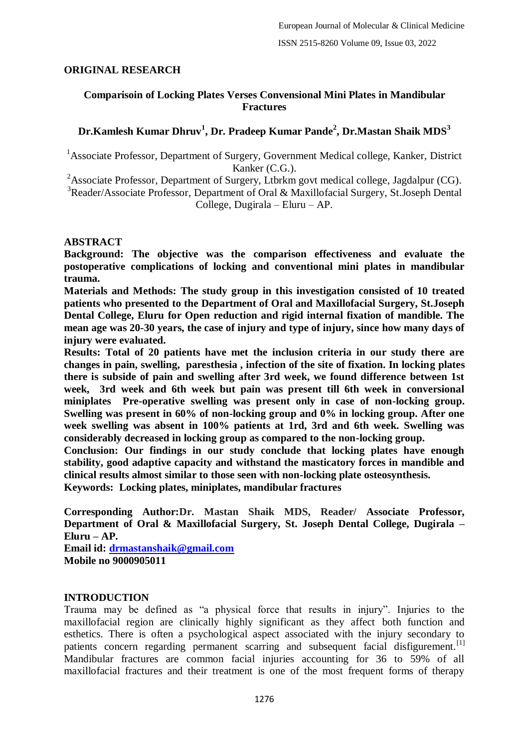## ORIGINAL RESEARCH

# Comparisoin of Locking Plates Verses Convensional Mini Plates in Mandibular Fractures

**Dr.Kamlesh Kumar Dhruv[1], Dr. Pradeep Kumar Pande[2], Dr.Mastan Shaik MDS[3]**

[1]Associate Professor, Department of Surgery, Government Medical college, Kanker, District Kanker (C.G.).

[2]Associate Professor, Department of Surgery, Ltbrkm govt medical college, Jagdalpur (CG).

[3]Reader/Associate Professor, Department of Oral & Maxillofacial Surgery, St.Joseph Dental College, Dugirala – Eluru – AP.

## ABSTRACT

**Background: The objective was the comparison effectiveness and evaluate the postoperative complications of locking and conventional mini plates in mandibular trauma.**

**Materials and Methods: The study group in this investigation consisted of 10 treated patients who presented to the Department of Oral and Maxillofacial Surgery, St.Joseph Dental College, Eluru for Open reduction and rigid internal fixation of mandible. The mean age was 20-30 years, the case of injury and type of injury, since how many days of injury were evaluated.**

**Results: Total of 20 patients have met the inclusion criteria in our study there are changes in pain, swelling, paresthesia , infection of the site of fixation. In locking plates there is subside of pain and swelling after 3rd week, we found difference between 1st week, 3rd week and 6th week but pain was present till 6th week in conversional miniplates Pre-operative swelling was present only in case of non-locking group. Swelling was present in 60% of non-locking group and 0% in locking group. After one week swelling was absent in 100% patients at 1rd, 3rd and 6th week. Swelling was considerably decreased in locking group as compared to the non-locking group.**

**Conclusion: Our findings in our study conclude that locking plates have enough stability, good adaptive capacity and withstand the masticatory forces in mandible and clinical results almost similar to those seen with non-locking plate osteosynthesis.**

**Keywords: Locking plates, miniplates, mandibular fractures**

**Corresponding Author:Dr. Mastan Shaik MDS, Reader/ Associate Professor, Department of Oral & Maxillofacial Surgery, St. Joseph Dental College, Dugirala – Eluru – AP.**

**Email id: drmastanshaik@gmail.com**

**Mobile no 9000905011**

## INTRODUCTION

Trauma may be defined as "a physical force that results in injury". Injuries to the maxillofacial region are clinically highly significant as they affect both function and esthetics. There is often a psychological aspect associated with the injury secondary to patients concern regarding permanent scarring and subsequent facial disfigurement.[1] Mandibular fractures are common facial injuries accounting for 36 to 59% of all maxillofacial fractures and their treatment is one of the most frequent forms of therapy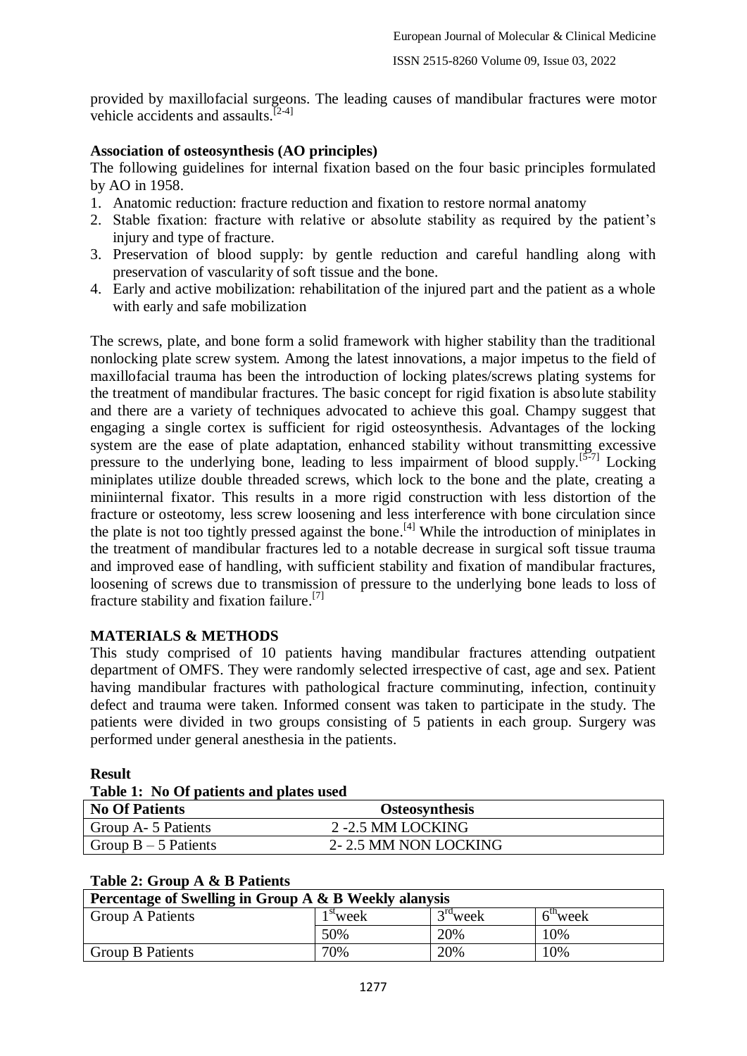provided by maxillofacial surgeons. The leading causes of mandibular fractures were motor vehicle accidents and assaults.[2-4]

### Association of osteosynthesis (AO principles)

The following guidelines for internal fixation based on the four basic principles formulated by AO in 1958.

1. Anatomic reduction: fracture reduction and fixation to restore normal anatomy
2. Stable fixation: fracture with relative or absolute stability as required by the patient's injury and type of fracture.
3. Preservation of blood supply: by gentle reduction and careful handling along with preservation of vascularity of soft tissue and the bone.
4. Early and active mobilization: rehabilitation of the injured part and the patient as a whole with early and safe mobilization

The screws, plate, and bone form a solid framework with higher stability than the traditional nonlocking plate screw system. Among the latest innovations, a major impetus to the field of maxillofacial trauma has been the introduction of locking plates/screws plating systems for the treatment of mandibular fractures. The basic concept for rigid fixation is absolute stability and there are a variety of techniques advocated to achieve this goal. Champy suggest that engaging a single cortex is sufficient for rigid osteosynthesis. Advantages of the locking system are the ease of plate adaptation, enhanced stability without transmitting excessive pressure to the underlying bone, leading to less impairment of blood supply.[5-7] Locking miniplates utilize double threaded screws, which lock to the bone and the plate, creating a miniinternal fixator. This results in a more rigid construction with less distortion of the fracture or osteotomy, less screw loosening and less interference with bone circulation since the plate is not too tightly pressed against the bone.[4] While the introduction of miniplates in the treatment of mandibular fractures led to a notable decrease in surgical soft tissue trauma and improved ease of handling, with sufficient stability and fixation of mandibular fractures, loosening of screws due to transmission of pressure to the underlying bone leads to loss of fracture stability and fixation failure.[7]

## MATERIALS & METHODS

This study comprised of 10 patients having mandibular fractures attending outpatient department of OMFS. They were randomly selected irrespective of cast, age and sex. Patient having mandibular fractures with pathological fracture comminuting, infection, continuity defect and trauma were taken. Informed consent was taken to participate in the study. The patients were divided in two groups consisting of 5 patients in each group. Surgery was performed under general anesthesia in the patients.

## Result

**Table 1: No Of patients and plates used**

| No Of Patients | Osteosynthesis |
|---|---|
| Group A- 5 Patients | 2 -2.5 MM LOCKING |
| Group B – 5 Patients | 2- 2.5 MM NON LOCKING |

**Table 2: Group A & B Patients**

| Percentage of Swelling in Group A & B Weekly alanysis | | | |
|---|---|---|---|
| Group A Patients | 1st week | 3rd week | 6th week |
| | 50% | 20% | 10% |
| Group B Patients | 70% | 20% | 10% |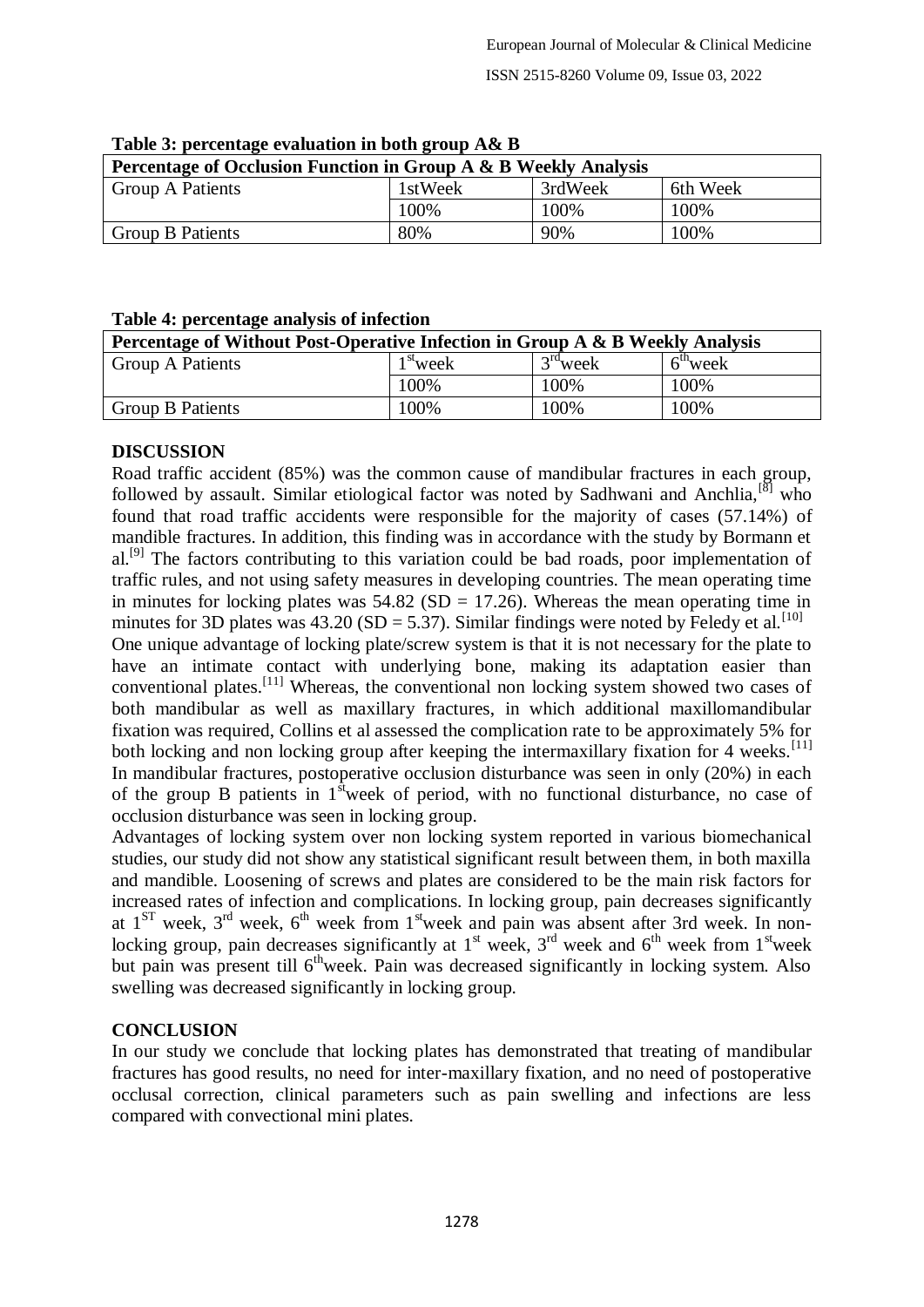**Table 3: percentage evaluation in both group A& B**

| Percentage of Occlusion Function in Group A & B Weekly Analysis | | | |
|---|---|---|---|
| Group A Patients | 1stWeek | 3rdWeek | 6th Week |
| | 100% | 100% | 100% |
| Group B Patients | 80% | 90% | 100% |

**Table 4: percentage analysis of infection**

| Percentage of Without Post-Operative Infection in Group A & B Weekly Analysis | | | |
|---|---|---|---|
| Group A Patients | 1st week | 3rd week | 6th week |
| | 100% | 100% | 100% |
| Group B Patients | 100% | 100% | 100% |

## DISCUSSION

Road traffic accident (85%) was the common cause of mandibular fractures in each group, followed by assault. Similar etiological factor was noted by Sadhwani and Anchlia,[8] who found that road traffic accidents were responsible for the majority of cases (57.14%) of mandible fractures. In addition, this finding was in accordance with the study by Bormann et al.[9] The factors contributing to this variation could be bad roads, poor implementation of traffic rules, and not using safety measures in developing countries. The mean operating time in minutes for locking plates was 54.82 (SD = 17.26). Whereas the mean operating time in minutes for 3D plates was 43.20 (SD = 5.37). Similar findings were noted by Feledy et al.[10]

One unique advantage of locking plate/screw system is that it is not necessary for the plate to have an intimate contact with underlying bone, making its adaptation easier than conventional plates.[11] Whereas, the conventional non locking system showed two cases of both mandibular as well as maxillary fractures, in which additional maxillomandibular fixation was required, Collins et al assessed the complication rate to be approximately 5% for both locking and non locking group after keeping the intermaxillary fixation for 4 weeks.[11]

In mandibular fractures, postoperative occlusion disturbance was seen in only (20%) in each of the group B patients in 1st week of period, with no functional disturbance, no case of occlusion disturbance was seen in locking group.

Advantages of locking system over non locking system reported in various biomechanical studies, our study did not show any statistical significant result between them, in both maxilla and mandible. Loosening of screws and plates are considered to be the main risk factors for increased rates of infection and complications. In locking group, pain decreases significantly at 1ST week, 3rd week, 6th week from 1st week and pain was absent after 3rd week. In non-locking group, pain decreases significantly at 1st week, 3rd week and 6th week from 1st week but pain was present till 6th week. Pain was decreased significantly in locking system. Also swelling was decreased significantly in locking group.

## CONCLUSION

In our study we conclude that locking plates has demonstrated that treating of mandibular fractures has good results, no need for inter-maxillary fixation, and no need of postoperative occlusal correction, clinical parameters such as pain swelling and infections are less compared with convectional mini plates.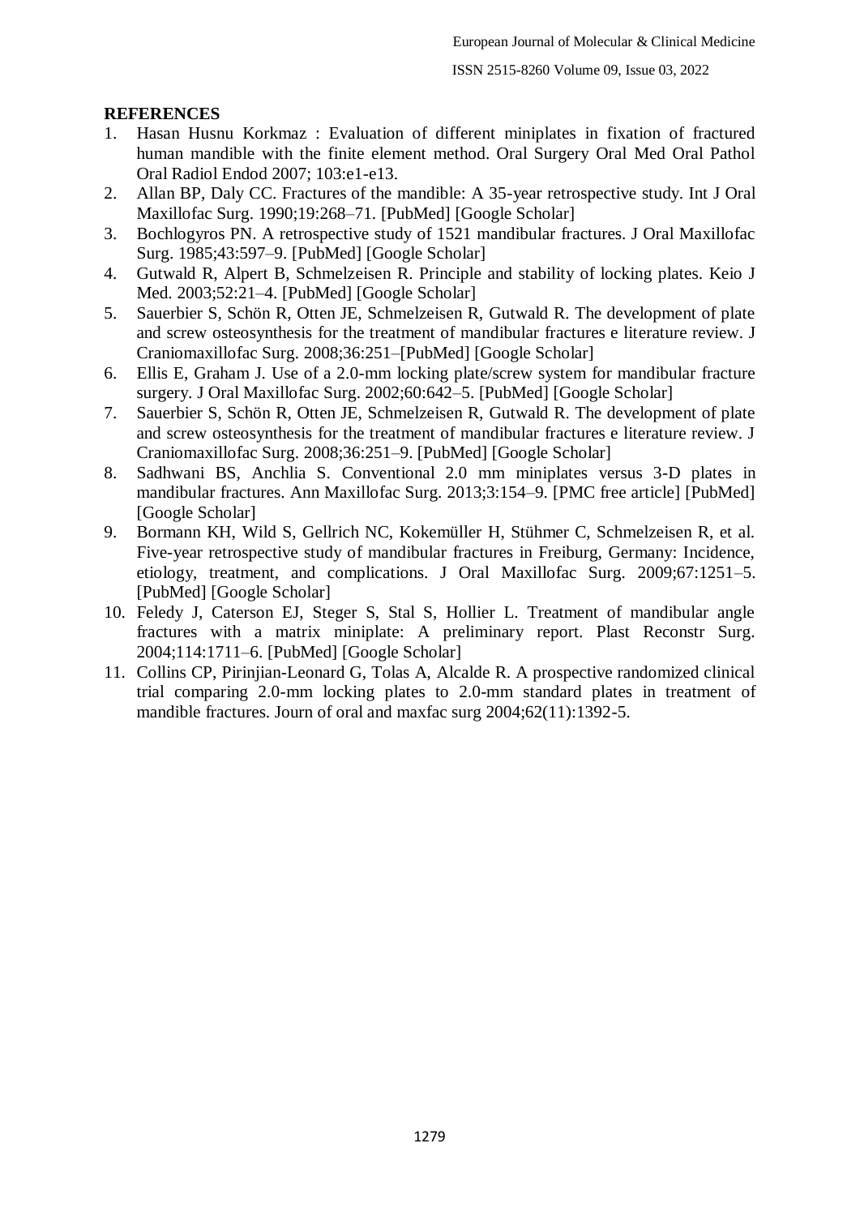## REFERENCES

1. Hasan Husnu Korkmaz : Evaluation of different miniplates in fixation of fractured human mandible with the finite element method. Oral Surgery Oral Med Oral Pathol Oral Radiol Endod 2007; 103:e1-e13.
2. Allan BP, Daly CC. Fractures of the mandible: A 35-year retrospective study. Int J Oral Maxillofac Surg. 1990;19:268–71. [PubMed] [Google Scholar]
3. Bochlogyros PN. A retrospective study of 1521 mandibular fractures. J Oral Maxillofac Surg. 1985;43:597–9. [PubMed] [Google Scholar]
4. Gutwald R, Alpert B, Schmelzeisen R. Principle and stability of locking plates. Keio J Med. 2003;52:21–4. [PubMed] [Google Scholar]
5. Sauerbier S, Schön R, Otten JE, Schmelzeisen R, Gutwald R. The development of plate and screw osteosynthesis for the treatment of mandibular fractures e literature review. J Craniomaxillofac Surg. 2008;36:251–[PubMed] [Google Scholar]
6. Ellis E, Graham J. Use of a 2.0-mm locking plate/screw system for mandibular fracture surgery. J Oral Maxillofac Surg. 2002;60:642–5. [PubMed] [Google Scholar]
7. Sauerbier S, Schön R, Otten JE, Schmelzeisen R, Gutwald R. The development of plate and screw osteosynthesis for the treatment of mandibular fractures e literature review. J Craniomaxillofac Surg. 2008;36:251–9. [PubMed] [Google Scholar]
8. Sadhwani BS, Anchlia S. Conventional 2.0 mm miniplates versus 3-D plates in mandibular fractures. Ann Maxillofac Surg. 2013;3:154–9. [PMC free article] [PubMed] [Google Scholar]
9. Bormann KH, Wild S, Gellrich NC, Kokemüller H, Stühmer C, Schmelzeisen R, et al. Five-year retrospective study of mandibular fractures in Freiburg, Germany: Incidence, etiology, treatment, and complications. J Oral Maxillofac Surg. 2009;67:1251–5. [PubMed] [Google Scholar]
10. Feledy J, Caterson EJ, Steger S, Stal S, Hollier L. Treatment of mandibular angle fractures with a matrix miniplate: A preliminary report. Plast Reconstr Surg. 2004;114:1711–6. [PubMed] [Google Scholar]
11. Collins CP, Pirinjian-Leonard G, Tolas A, Alcalde R. A prospective randomized clinical trial comparing 2.0-mm locking plates to 2.0-mm standard plates in treatment of mandible fractures. Journ of oral and maxfac surg 2004;62(11):1392-5.